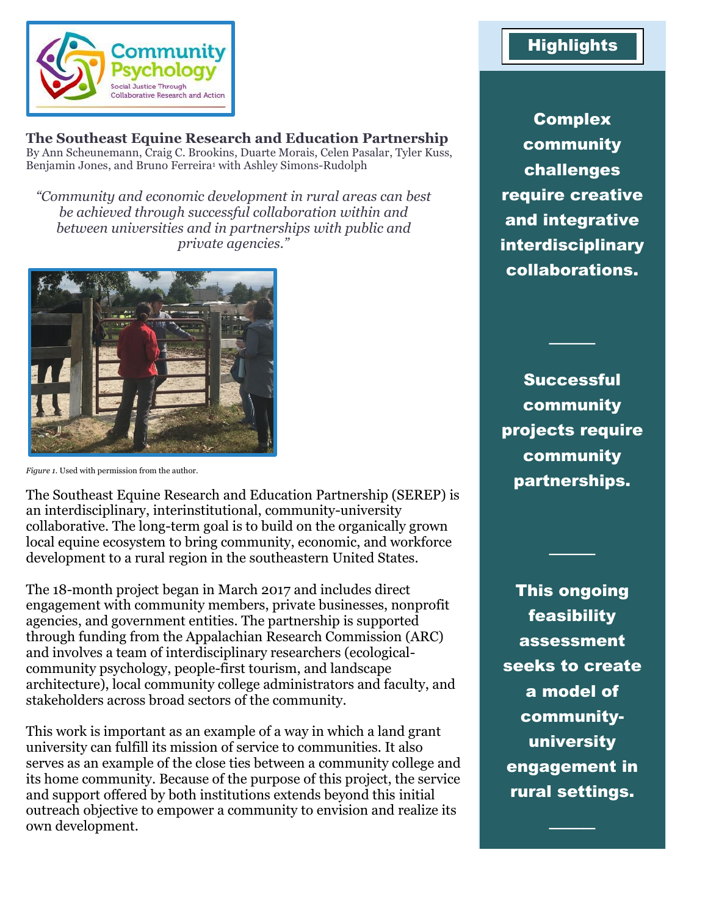Community Psychology
Social Justice Through Collaborative Research and Action

# The Southeast Equine Research and Education Partnership

By Ann Scheunemann, Craig C. Brookins, Duarte Morais, Celen Pasalar, Tyler Kuss, Benjamin Jones, and Bruno Ferreira[1] with Ashley Simons-Rudolph

*"Community and economic development in rural areas can best be achieved through successful collaboration within and between universities and in partnerships with public and private agencies."*

*Figure 1.* Used with permission from the author.

The Southeast Equine Research and Education Partnership (SEREP) is an interdisciplinary, interinstitutional, community-university collaborative. The long-term goal is to build on the organically grown local equine ecosystem to bring community, economic, and workforce development to a rural region in the southeastern United States.

The 18-month project began in March 2017 and includes direct engagement with community members, private businesses, nonprofit agencies, and government entities. The partnership is supported through funding from the Appalachian Research Commission (ARC) and involves a team of interdisciplinary researchers (ecological-community psychology, people-first tourism, and landscape architecture), local community college administrators and faculty, and stakeholders across broad sectors of the community.

This work is important as an example of a way in which a land grant university can fulfill its mission of service to communities. It also serves as an example of the close ties between a community college and its home community. Because of the purpose of this project, the service and support offered by both institutions extends beyond this initial outreach objective to empower a community to envision and realize its own development.

## Highlights

**Complex community challenges require creative and integrative interdisciplinary collaborations.**

**Successful community projects require community partnerships.**

**This ongoing feasibility assessment seeks to create a model of community-university engagement in rural settings.**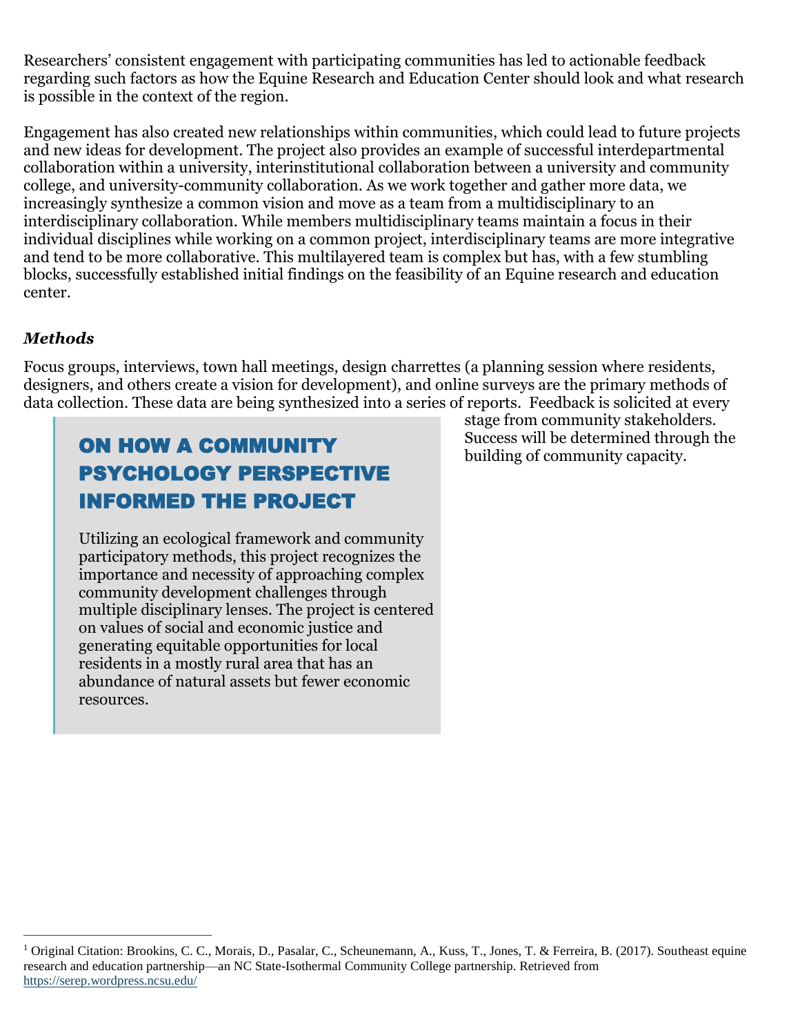Researchers' consistent engagement with participating communities has led to actionable feedback regarding such factors as how the Equine Research and Education Center should look and what research is possible in the context of the region.

Engagement has also created new relationships within communities, which could lead to future projects and new ideas for development. The project also provides an example of successful interdepartmental collaboration within a university, interinstitutional collaboration between a university and community college, and university-community collaboration. As we work together and gather more data, we increasingly synthesize a common vision and move as a team from a multidisciplinary to an interdisciplinary collaboration. While members multidisciplinary teams maintain a focus in their individual disciplines while working on a common project, interdisciplinary teams are more integrative and tend to be more collaborative. This multilayered team is complex but has, with a few stumbling blocks, successfully established initial findings on the feasibility of an Equine research and education center.

### *Methods*

Focus groups, interviews, town hall meetings, design charrettes (a planning session where residents, designers, and others create a vision for development), and online surveys are the primary methods of data collection. These data are being synthesized into a series of reports. Feedback is solicited at every stage from community stakeholders. Success will be determined through the building of community capacity.

> ## ON HOW A COMMUNITY PSYCHOLOGY PERSPECTIVE INFORMED THE PROJECT
>
> Utilizing an ecological framework and community participatory methods, this project recognizes the importance and necessity of approaching complex community development challenges through multiple disciplinary lenses. The project is centered on values of social and economic justice and generating equitable opportunities for local residents in a mostly rural area that has an abundance of natural assets but fewer economic resources.

---

[1] Original Citation: Brookins, C. C., Morais, D., Pasalar, C., Scheunemann, A., Kuss, T., Jones, T. & Ferreira, B. (2017). Southeast equine research and education partnership—an NC State-Isothermal Community College partnership. Retrieved from https://serep.wordpress.ncsu.edu/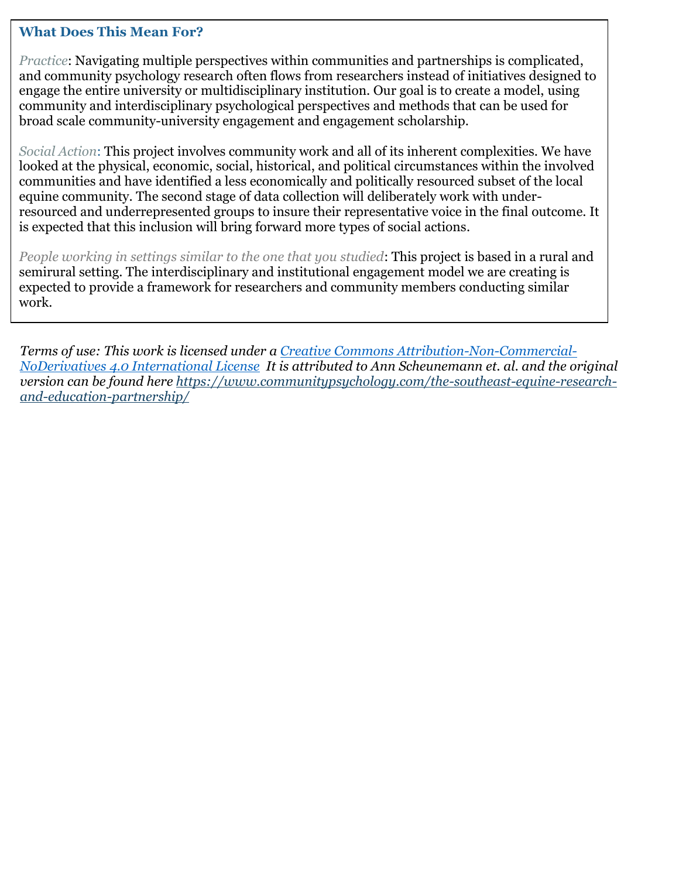### What Does This Mean For?

*Practice*: Navigating multiple perspectives within communities and partnerships is complicated, and community psychology research often flows from researchers instead of initiatives designed to engage the entire university or multidisciplinary institution. Our goal is to create a model, using community and interdisciplinary psychological perspectives and methods that can be used for broad scale community-university engagement and engagement scholarship.

*Social Action*: This project involves community work and all of its inherent complexities. We have looked at the physical, economic, social, historical, and political circumstances within the involved communities and have identified a less economically and politically resourced subset of the local equine community. The second stage of data collection will deliberately work with under-resourced and underrepresented groups to insure their representative voice in the final outcome. It is expected that this inclusion will bring forward more types of social actions.

*People working in settings similar to the one that you studied*: This project is based in a rural and semirural setting. The interdisciplinary and institutional engagement model we are creating is expected to provide a framework for researchers and community members conducting similar work.

*Terms of use: This work is licensed under a [Creative Commons Attribution-Non-Commercial-NoDerivatives 4.0 International License](https://creativecommons.org/licenses/by-nc-nd/4.0/) It is attributed to Ann Scheunemann et. al. and the original version can be found here [https://www.communitypsychology.com/the-southeast-equine-research-and-education-partnership/](https://www.communitypsychology.com/the-southeast-equine-research-and-education-partnership/)*